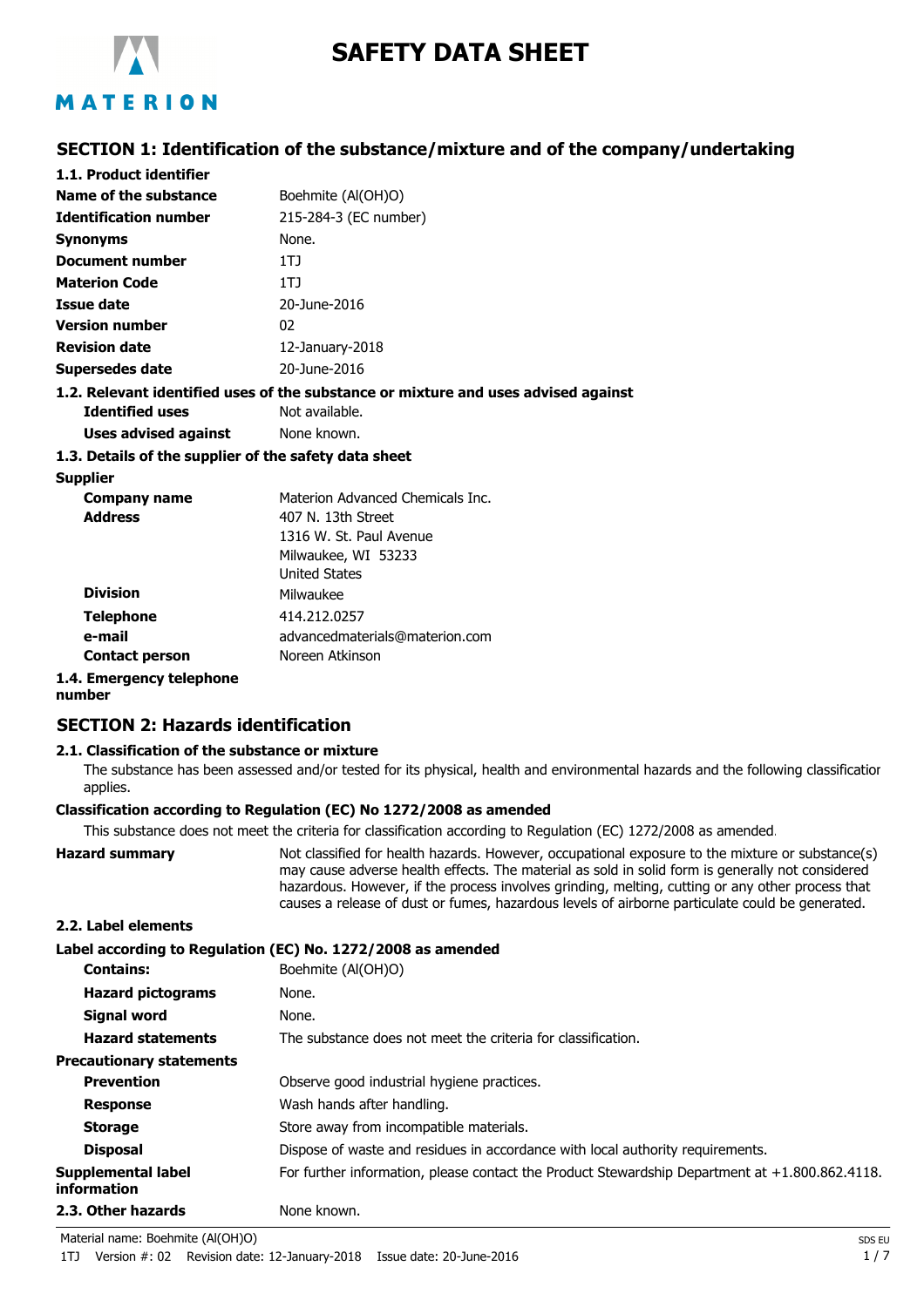# SAFETY DATA SHEET

## SECTION 1: Identification of the substance/mixture and of the company/undertaking

### 1.1. Product identifier

| | |
|---|---|
| **Name of the substance** | Boehmite (Al(OH)O) |
| **Identification number** | 215-284-3 (EC number) |
| **Synonyms** | None. |
| **Document number** | 1TJ |
| **Materion Code** | 1TJ |
| **Issue date** | 20-June-2016 |
| **Version number** | 02 |
| **Revision date** | 12-January-2018 |
| **Supersedes date** | 20-June-2016 |

### 1.2. Relevant identified uses of the substance or mixture and uses advised against

| | |
|---|---|
| **Identified uses** | Not available. |
| **Uses advised against** | None known. |

### 1.3. Details of the supplier of the safety data sheet

**Supplier**

| | |
|---|---|
| **Company name** | Materion Advanced Chemicals Inc. |
| **Address** | 407 N. 13th Street<br>1316 W. St. Paul Avenue<br>Milwaukee, WI 53233<br>United States |
| **Division** | Milwaukee |
| **Telephone** | 414.212.0257 |
| **e-mail** | advancedmaterials@materion.com |
| **Contact person** | Noreen Atkinson |

### 1.4. Emergency telephone number

## SECTION 2: Hazards identification

### 2.1. Classification of the substance or mixture

The substance has been assessed and/or tested for its physical, health and environmental hazards and the following classification applies.

**Classification according to Regulation (EC) No 1272/2008 as amended**

This substance does not meet the criteria for classification according to Regulation (EC) 1272/2008 as amended.

**Hazard summary** Not classified for health hazards. However, occupational exposure to the mixture or substance(s) may cause adverse health effects. The material as sold in solid form is generally not considered hazardous. However, if the process involves grinding, melting, cutting or any other process that causes a release of dust or fumes, hazardous levels of airborne particulate could be generated.

### 2.2. Label elements

**Label according to Regulation (EC) No. 1272/2008 as amended**

| | |
|---|---|
| **Contains:** | Boehmite (Al(OH)O) |
| **Hazard pictograms** | None. |
| **Signal word** | None. |
| **Hazard statements** | The substance does not meet the criteria for classification. |

**Precautionary statements**

| | |
|---|---|
| **Prevention** | Observe good industrial hygiene practices. |
| **Response** | Wash hands after handling. |
| **Storage** | Store away from incompatible materials. |
| **Disposal** | Dispose of waste and residues in accordance with local authority requirements. |
| **Supplemental label information** | For further information, please contact the Product Stewardship Department at +1.800.862.4118. |

### 2.3. Other hazards

None known.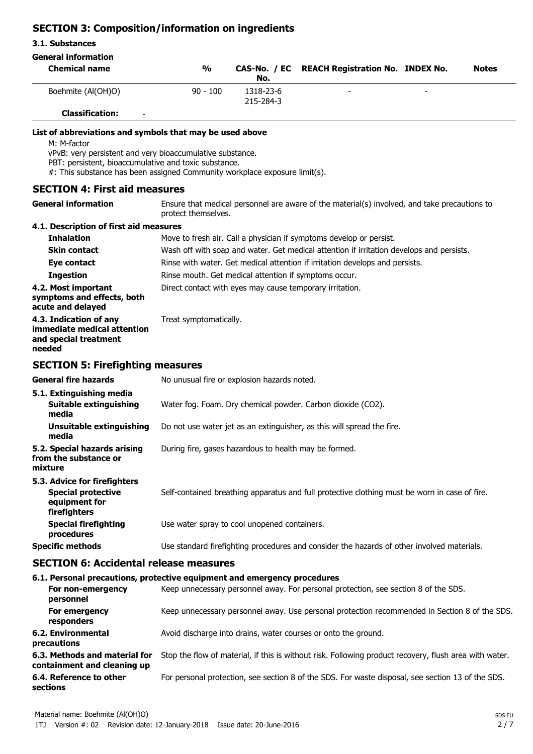## SECTION 3: Composition/information on ingredients

### 3.1. Substances

**General information**

| Chemical name | % | CAS-No. / EC No. | REACH Registration No. | INDEX No. | Notes |
|---|---|---|---|---|---|
| Boehmite (Al(OH)O) | 90 - 100 | 1318-23-6 215-284-3 | - | - | |
| **Classification:** - | | | | | |

**List of abbreviations and symbols that may be used above**

M: M-factor
vPvB: very persistent and very bioaccumulative substance.
PBT: persistent, bioaccumulative and toxic substance.
#: This substance has been assigned Community workplace exposure limit(s).

## SECTION 4: First aid measures

**General information** Ensure that medical personnel are aware of the material(s) involved, and take precautions to protect themselves.

### 4.1. Description of first aid measures

**Inhalation** Move to fresh air. Call a physician if symptoms develop or persist.

**Skin contact** Wash off with soap and water. Get medical attention if irritation develops and persists.

**Eye contact** Rinse with water. Get medical attention if irritation develops and persists.

**Ingestion** Rinse mouth. Get medical attention if symptoms occur.

**4.2. Most important symptoms and effects, both acute and delayed** Direct contact with eyes may cause temporary irritation.

**4.3. Indication of any immediate medical attention and special treatment needed** Treat symptomatically.

## SECTION 5: Firefighting measures

**General fire hazards** No unusual fire or explosion hazards noted.

### 5.1. Extinguishing media

**Suitable extinguishing media** Water fog. Foam. Dry chemical powder. Carbon dioxide ($CO_2$).

**Unsuitable extinguishing media** Do not use water jet as an extinguisher, as this will spread the fire.

**5.2. Special hazards arising from the substance or mixture** During fire, gases hazardous to health may be formed.

### 5.3. Advice for firefighters

**Special protective equipment for firefighters** Self-contained breathing apparatus and full protective clothing must be worn in case of fire.

**Special firefighting procedures** Use water spray to cool unopened containers.

**Specific methods** Use standard firefighting procedures and consider the hazards of other involved materials.

## SECTION 6: Accidental release measures

### 6.1. Personal precautions, protective equipment and emergency procedures

**For non-emergency personnel** Keep unnecessary personnel away. For personal protection, see section 8 of the SDS.

**For emergency responders** Keep unnecessary personnel away. Use personal protection recommended in Section 8 of the SDS.

**6.2. Environmental precautions** Avoid discharge into drains, water courses or onto the ground.

**6.3. Methods and material for containment and cleaning up** Stop the flow of material, if this is without risk. Following product recovery, flush area with water.

**6.4. Reference to other sections** For personal protection, see section 8 of the SDS. For waste disposal, see section 13 of the SDS.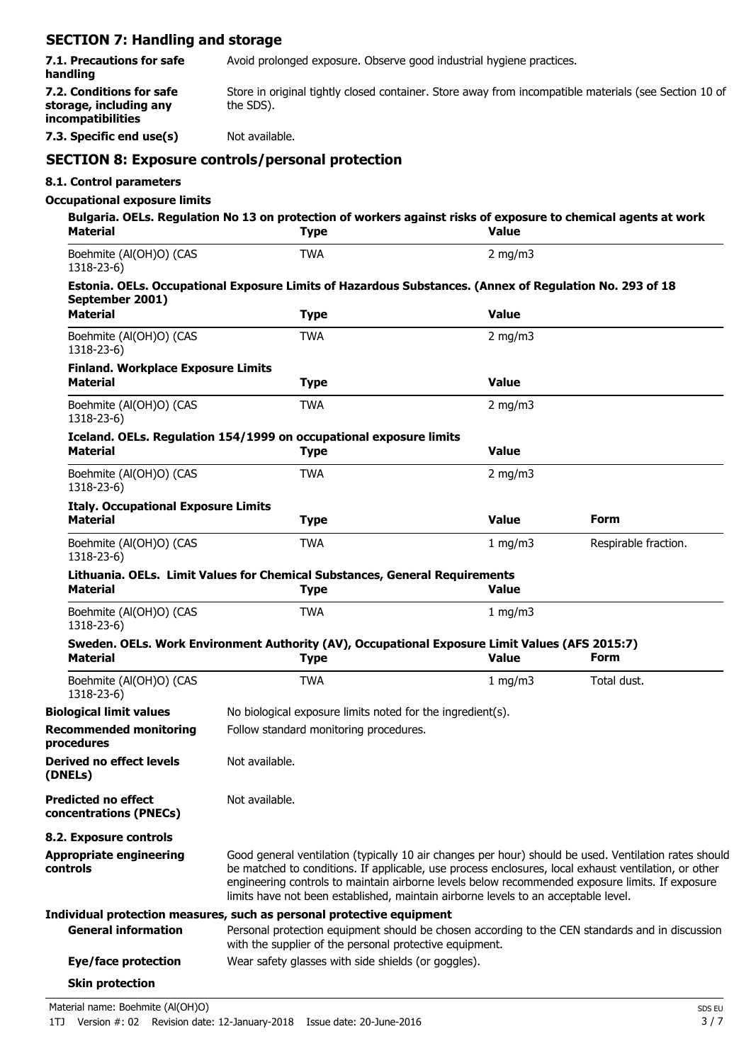## SECTION 7: Handling and storage

**7.1. Precautions for safe handling** Avoid prolonged exposure. Observe good industrial hygiene practices.

**7.2. Conditions for safe storage, including any incompatibilities** Store in original tightly closed container. Store away from incompatible materials (see Section 10 of the SDS).

**7.3. Specific end use(s)** Not available.

## SECTION 8: Exposure controls/personal protection

### 8.1. Control parameters

**Occupational exposure limits**

**Bulgaria. OELs. Regulation No 13 on protection of workers against risks of exposure to chemical agents at work**

| Material | Type | Value |
|---|---|---|
| Boehmite (Al(OH)O) (CAS 1318-23-6) | TWA | 2 mg/m3 |

**Estonia. OELs. Occupational Exposure Limits of Hazardous Substances. (Annex of Regulation No. 293 of 18 September 2001)**

| Material | Type | Value |
|---|---|---|
| Boehmite (Al(OH)O) (CAS 1318-23-6) | TWA | 2 mg/m3 |

**Finland. Workplace Exposure Limits**

| Material | Type | Value |
|---|---|---|
| Boehmite (Al(OH)O) (CAS 1318-23-6) | TWA | 2 mg/m3 |

**Iceland. OELs. Regulation 154/1999 on occupational exposure limits**

| Material | Type | Value |
|---|---|---|
| Boehmite (Al(OH)O) (CAS 1318-23-6) | TWA | 2 mg/m3 |

**Italy. Occupational Exposure Limits**

| Material | Type | Value | Form |
|---|---|---|---|
| Boehmite (Al(OH)O) (CAS 1318-23-6) | TWA | 1 mg/m3 | Respirable fraction. |

**Lithuania. OELs. Limit Values for Chemical Substances, General Requirements**

| Material | Type | Value |
|---|---|---|
| Boehmite (Al(OH)O) (CAS 1318-23-6) | TWA | 1 mg/m3 |

**Sweden. OELs. Work Environment Authority (AV), Occupational Exposure Limit Values (AFS 2015:7)**

| Material | Type | Value | Form |
|---|---|---|---|
| Boehmite (Al(OH)O) (CAS 1318-23-6) | TWA | 1 mg/m3 | Total dust. |

**Biological limit values** No biological exposure limits noted for the ingredient(s).

**Recommended monitoring procedures** Follow standard monitoring procedures.

**Derived no effect levels (DNELs)** Not available.

**Predicted no effect concentrations (PNECs)** Not available.

### 8.2. Exposure controls

**Appropriate engineering controls** Good general ventilation (typically 10 air changes per hour) should be used. Ventilation rates should be matched to conditions. If applicable, use process enclosures, local exhaust ventilation, or other engineering controls to maintain airborne levels below recommended exposure limits. If exposure limits have not been established, maintain airborne levels to an acceptable level.

**Individual protection measures, such as personal protective equipment**

**General information** Personal protection equipment should be chosen according to the CEN standards and in discussion with the supplier of the personal protective equipment.

**Eye/face protection** Wear safety glasses with side shields (or goggles).

**Skin protection**

Material name: Boehmite (Al(OH)O)

1TJ Version #: 02 Revision date: 12-January-2018 Issue date: 20-June-2016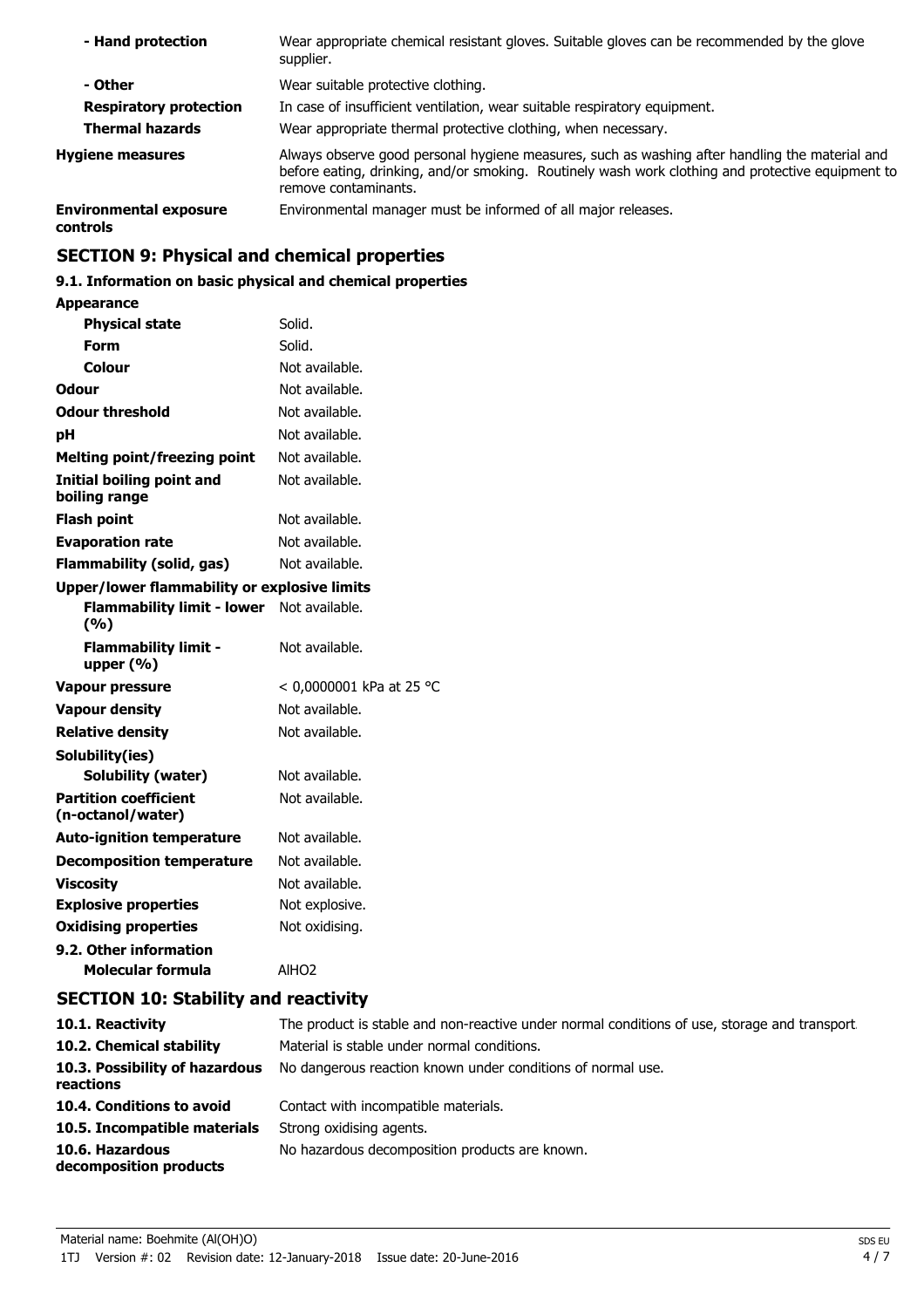| | |
|---|---|
| **- Hand protection** | Wear appropriate chemical resistant gloves. Suitable gloves can be recommended by the glove supplier. |
| **- Other** | Wear suitable protective clothing. |
| **Respiratory protection** | In case of insufficient ventilation, wear suitable respiratory equipment. |
| **Thermal hazards** | Wear appropriate thermal protective clothing, when necessary. |
| **Hygiene measures** | Always observe good personal hygiene measures, such as washing after handling the material and before eating, drinking, and/or smoking. Routinely wash work clothing and protective equipment to remove contaminants. |
| **Environmental exposure controls** | Environmental manager must be informed of all major releases. |

## SECTION 9: Physical and chemical properties

### 9.1. Information on basic physical and chemical properties

| | |
|---|---|
| **Appearance** | |
| **Physical state** | Solid. |
| **Form** | Solid. |
| **Colour** | Not available. |
| **Odour** | Not available. |
| **Odour threshold** | Not available. |
| **pH** | Not available. |
| **Melting point/freezing point** | Not available. |
| **Initial boiling point and boiling range** | Not available. |
| **Flash point** | Not available. |
| **Evaporation rate** | Not available. |
| **Flammability (solid, gas)** | Not available. |
| **Upper/lower flammability or explosive limits** | |
| **Flammability limit - lower (%)** | Not available. |
| **Flammability limit - upper (%)** | Not available. |
| **Vapour pressure** | < 0,0000001 kPa at 25 °C |
| **Vapour density** | Not available. |
| **Relative density** | Not available. |
| **Solubility(ies)** | |
| **Solubility (water)** | Not available. |
| **Partition coefficient (n-octanol/water)** | Not available. |
| **Auto-ignition temperature** | Not available. |
| **Decomposition temperature** | Not available. |
| **Viscosity** | Not available. |
| **Explosive properties** | Not explosive. |
| **Oxidising properties** | Not oxidising. |
| **9.2. Other information** | |
| **Molecular formula** | $AlHO_2$ |

## SECTION 10: Stability and reactivity

| | |
|---|---|
| **10.1. Reactivity** | The product is stable and non-reactive under normal conditions of use, storage and transport. |
| **10.2. Chemical stability** | Material is stable under normal conditions. |
| **10.3. Possibility of hazardous reactions** | No dangerous reaction known under conditions of normal use. |
| **10.4. Conditions to avoid** | Contact with incompatible materials. |
| **10.5. Incompatible materials** | Strong oxidising agents. |
| **10.6. Hazardous decomposition products** | No hazardous decomposition products are known. |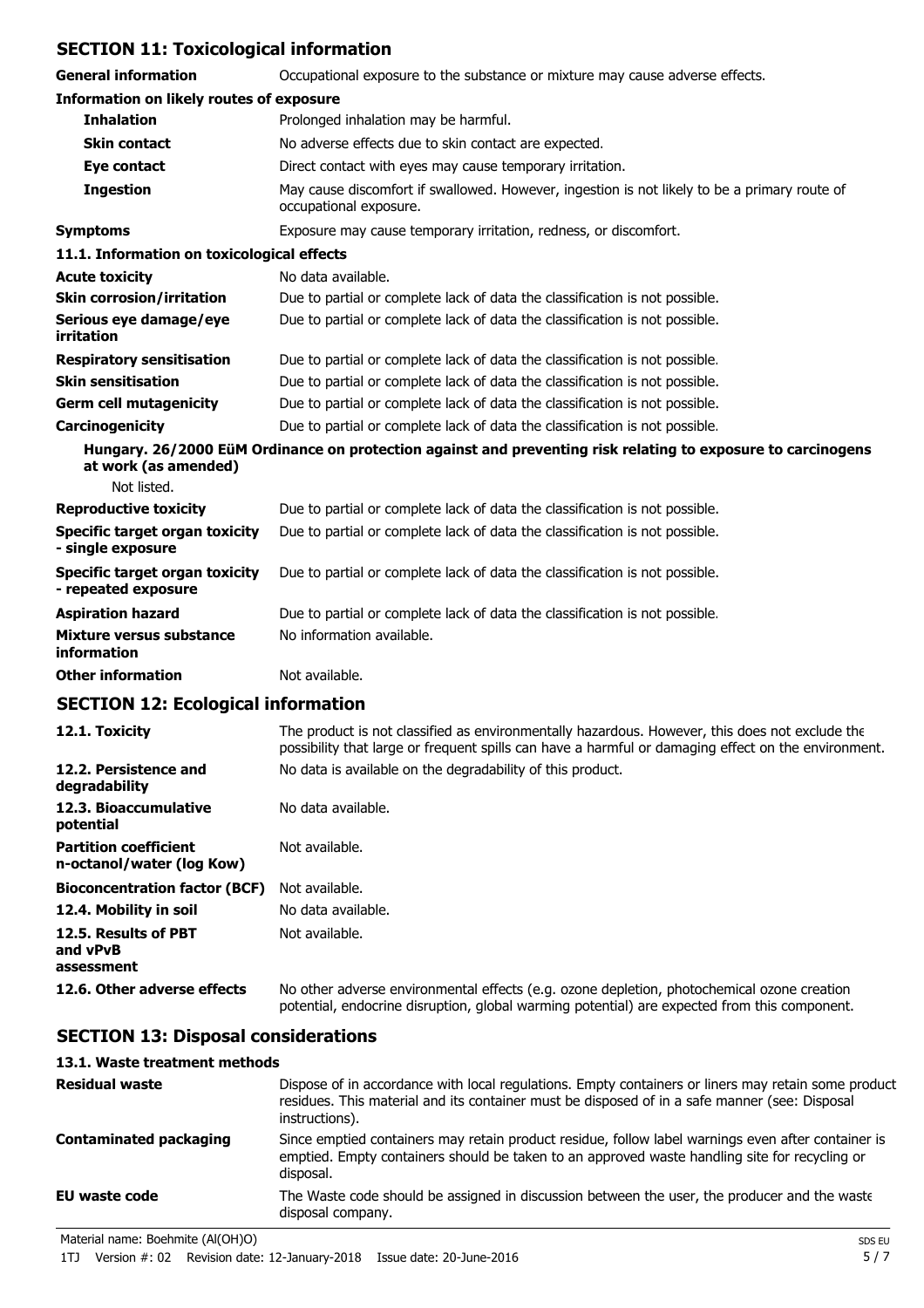## SECTION 11: Toxicological information

**General information** Occupational exposure to the substance or mixture may cause adverse effects.

**Information on likely routes of exposure**

| | |
|---|---|
| **Inhalation** | Prolonged inhalation may be harmful. |
| **Skin contact** | No adverse effects due to skin contact are expected. |
| **Eye contact** | Direct contact with eyes may cause temporary irritation. |
| **Ingestion** | May cause discomfort if swallowed. However, ingestion is not likely to be a primary route of occupational exposure. |
| **Symptoms** | Exposure may cause temporary irritation, redness, or discomfort. |

**11.1. Information on toxicological effects**

| | |
|---|---|
| **Acute toxicity** | No data available. |
| **Skin corrosion/irritation** | Due to partial or complete lack of data the classification is not possible. |
| **Serious eye damage/eye irritation** | Due to partial or complete lack of data the classification is not possible. |
| **Respiratory sensitisation** | Due to partial or complete lack of data the classification is not possible. |
| **Skin sensitisation** | Due to partial or complete lack of data the classification is not possible. |
| **Germ cell mutagenicity** | Due to partial or complete lack of data the classification is not possible. |
| **Carcinogenicity** | Due to partial or complete lack of data the classification is not possible. |

**Hungary. 26/2000 EüM Ordinance on protection against and preventing risk relating to exposure to carcinogens at work (as amended)**

Not listed.

| | |
|---|---|
| **Reproductive toxicity** | Due to partial or complete lack of data the classification is not possible. |
| **Specific target organ toxicity - single exposure** | Due to partial or complete lack of data the classification is not possible. |
| **Specific target organ toxicity - repeated exposure** | Due to partial or complete lack of data the classification is not possible. |
| **Aspiration hazard** | Due to partial or complete lack of data the classification is not possible. |
| **Mixture versus substance information** | No information available. |
| **Other information** | Not available. |

## SECTION 12: Ecological information

| | |
|---|---|
| **12.1. Toxicity** | The product is not classified as environmentally hazardous. However, this does not exclude the possibility that large or frequent spills can have a harmful or damaging effect on the environment. |
| **12.2. Persistence and degradability** | No data is available on the degradability of this product. |
| **12.3. Bioaccumulative potential** | No data available. |
| **Partition coefficient n-octanol/water (log Kow)** | Not available. |
| **Bioconcentration factor (BCF)** | Not available. |
| **12.4. Mobility in soil** | No data available. |
| **12.5. Results of PBT and vPvB assessment** | Not available. |
| **12.6. Other adverse effects** | No other adverse environmental effects (e.g. ozone depletion, photochemical ozone creation potential, endocrine disruption, global warming potential) are expected from this component. |

## SECTION 13: Disposal considerations

**13.1. Waste treatment methods**

| | |
|---|---|
| **Residual waste** | Dispose of in accordance with local regulations. Empty containers or liners may retain some product residues. This material and its container must be disposed of in a safe manner (see: Disposal instructions). |
| **Contaminated packaging** | Since emptied containers may retain product residue, follow label warnings even after container is emptied. Empty containers should be taken to an approved waste handling site for recycling or disposal. |
| **EU waste code** | The Waste code should be assigned in discussion between the user, the producer and the waste disposal company. |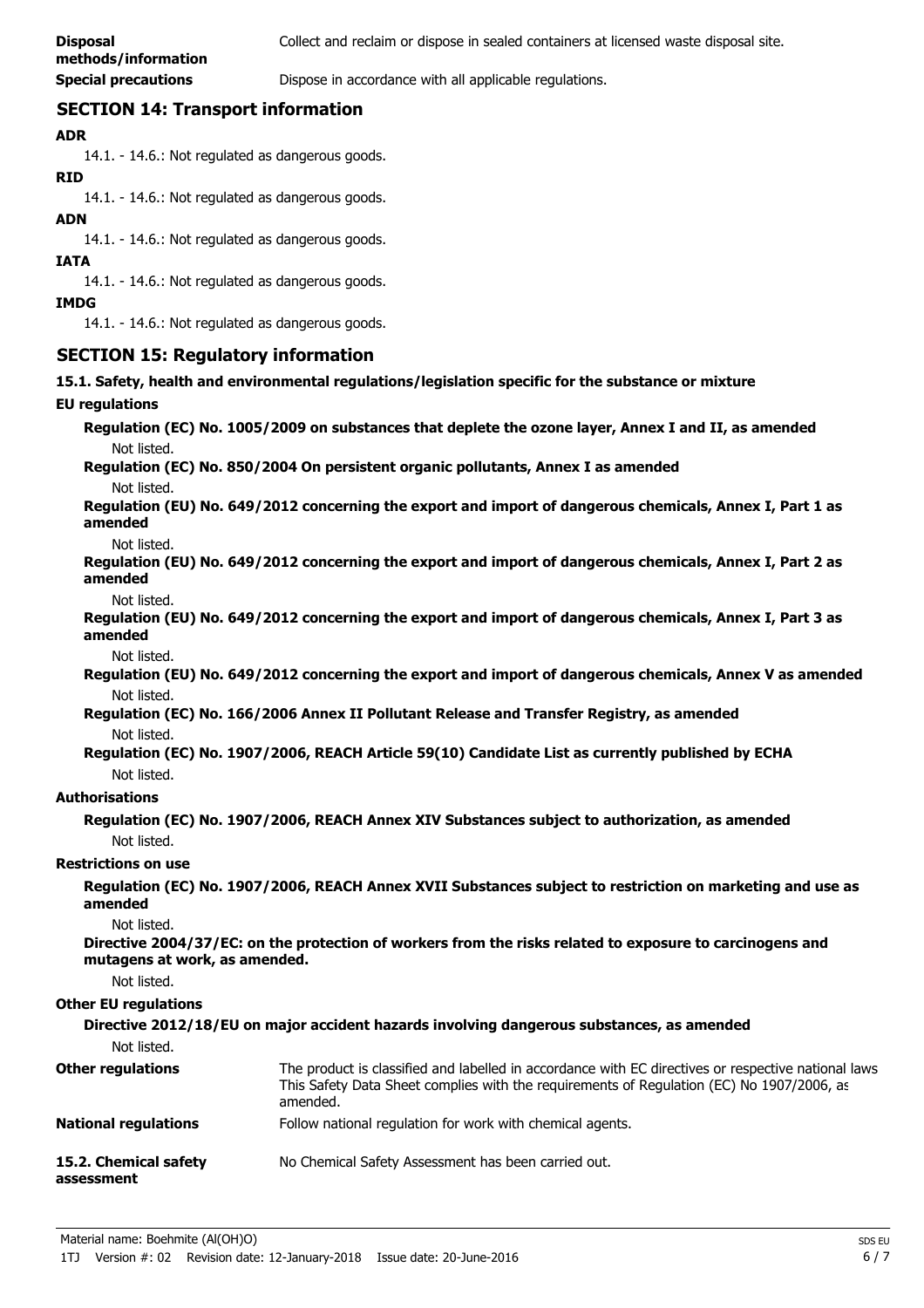**Disposal methods/information** Collect and reclaim or dispose in sealed containers at licensed waste disposal site.

**Special precautions** Dispose in accordance with all applicable regulations.

## SECTION 14: Transport information

**ADR**

14.1. - 14.6.: Not regulated as dangerous goods.

**RID**

14.1. - 14.6.: Not regulated as dangerous goods.

**ADN**

14.1. - 14.6.: Not regulated as dangerous goods.

**IATA**

14.1. - 14.6.: Not regulated as dangerous goods.

**IMDG**

14.1. - 14.6.: Not regulated as dangerous goods.

## SECTION 15: Regulatory information

**15.1. Safety, health and environmental regulations/legislation specific for the substance or mixture**

**EU regulations**

**Regulation (EC) No. 1005/2009 on substances that deplete the ozone layer, Annex I and II, as amended**

Not listed.

**Regulation (EC) No. 850/2004 On persistent organic pollutants, Annex I as amended**

Not listed.

**Regulation (EU) No. 649/2012 concerning the export and import of dangerous chemicals, Annex I, Part 1 as amended**

Not listed.

**Regulation (EU) No. 649/2012 concerning the export and import of dangerous chemicals, Annex I, Part 2 as amended**

Not listed.

**Regulation (EU) No. 649/2012 concerning the export and import of dangerous chemicals, Annex I, Part 3 as amended**

Not listed.

**Regulation (EU) No. 649/2012 concerning the export and import of dangerous chemicals, Annex V as amended**

Not listed.

**Regulation (EC) No. 166/2006 Annex II Pollutant Release and Transfer Registry, as amended**

Not listed.

**Regulation (EC) No. 1907/2006, REACH Article 59(10) Candidate List as currently published by ECHA**

Not listed.

**Authorisations**

**Regulation (EC) No. 1907/2006, REACH Annex XIV Substances subject to authorization, as amended**

Not listed.

**Restrictions on use**

**Regulation (EC) No. 1907/2006, REACH Annex XVII Substances subject to restriction on marketing and use as amended**

Not listed.

**Directive 2004/37/EC: on the protection of workers from the risks related to exposure to carcinogens and mutagens at work, as amended.**

Not listed.

**Other EU regulations**

**Directive 2012/18/EU on major accident hazards involving dangerous substances, as amended**

Not listed.

**Other regulations** The product is classified and labelled in accordance with EC directives or respective national laws. This Safety Data Sheet complies with the requirements of Regulation (EC) No 1907/2006, as amended.

**National regulations** Follow national regulation for work with chemical agents.

**15.2. Chemical safety assessment** No Chemical Safety Assessment has been carried out.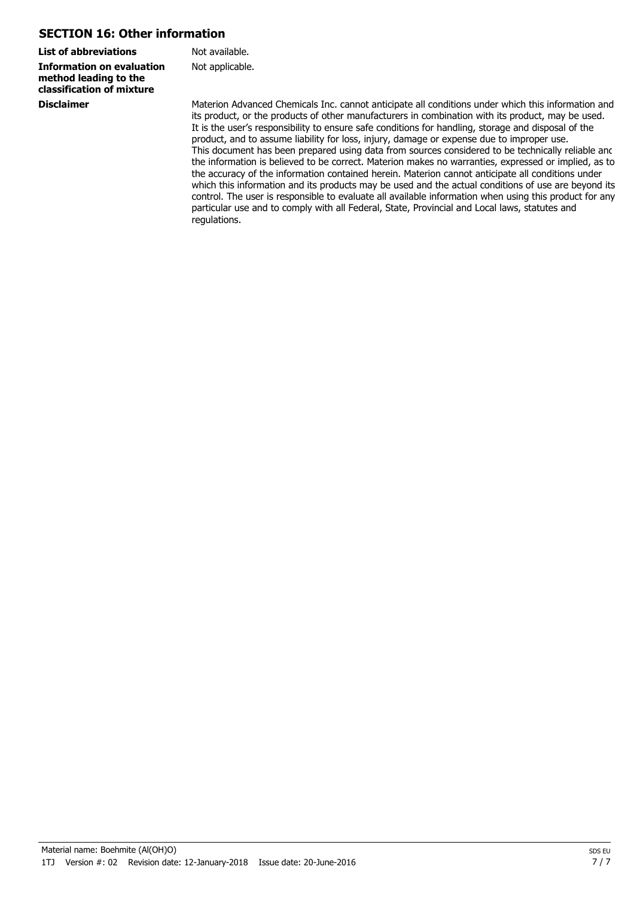## SECTION 16: Other information

**List of abbreviations** Not available.

**Information on evaluation method leading to the classification of mixture** Not applicable.

**Disclaimer** Materion Advanced Chemicals Inc. cannot anticipate all conditions under which this information and its product, or the products of other manufacturers in combination with its product, may be used. It is the user's responsibility to ensure safe conditions for handling, storage and disposal of the product, and to assume liability for loss, injury, damage or expense due to improper use. This document has been prepared using data from sources considered to be technically reliable and the information is believed to be correct. Materion makes no warranties, expressed or implied, as to the accuracy of the information contained herein. Materion cannot anticipate all conditions under which this information and its products may be used and the actual conditions of use are beyond its control. The user is responsible to evaluate all available information when using this product for any particular use and to comply with all Federal, State, Provincial and Local laws, statutes and regulations.